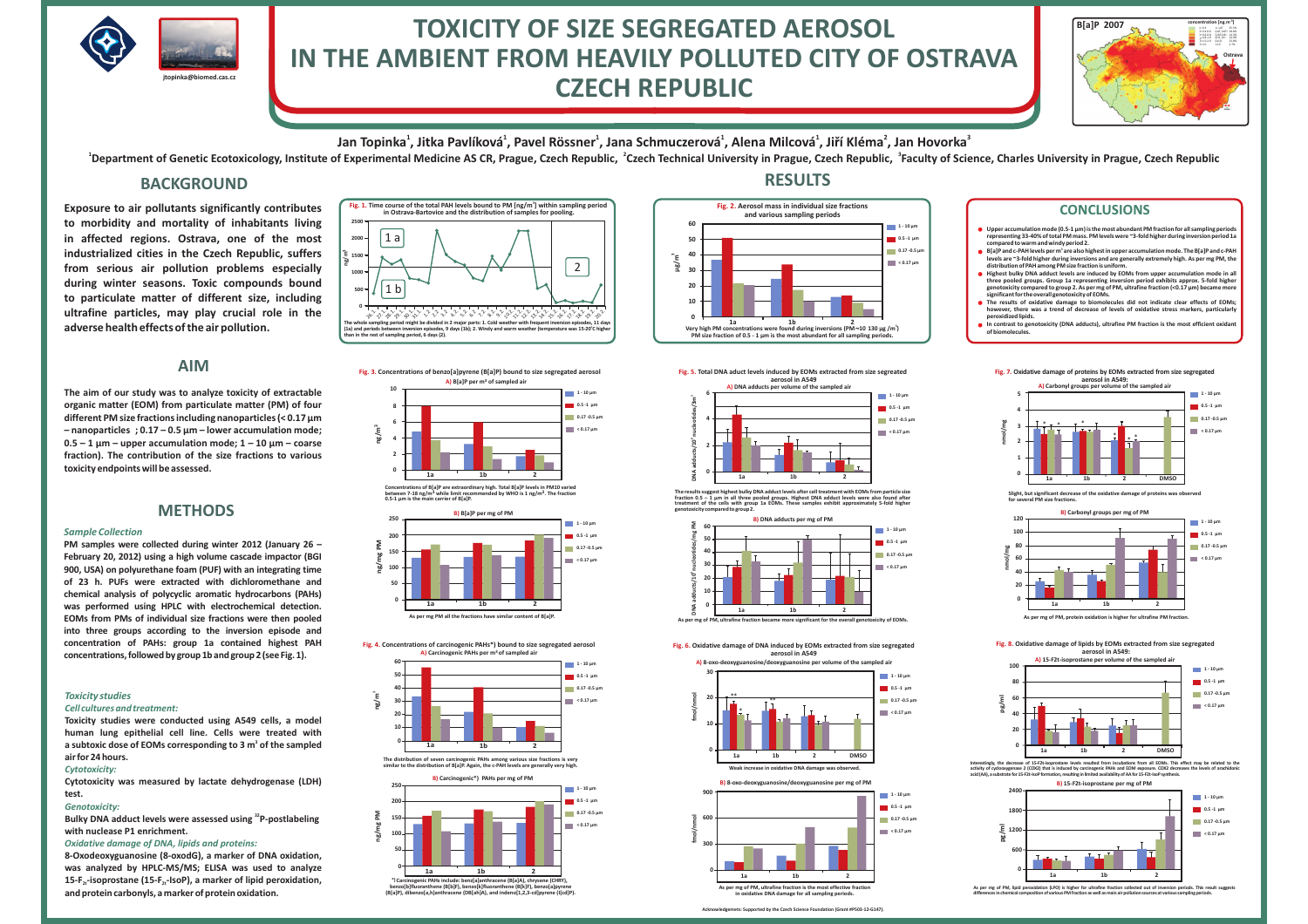# TOXICITY OF SIZE SEGREGATED AEROSOL IN THE AMBIENT FROM HEAVILY POLLUTED CITY OF OSTRAVA CZECH REPUBLIC

jtopinka@biomed.cas.cz

**Jan Topinka[1], Jitka Pavlíková[1], Pavel Rössner[1], Jana Schmuczerová[1], Alena Milcová[1], Jiří Kléma[2], Jan Hovorka[3]**

[1]Department of Genetic Ecotoxicology, Institute of Experimental Medicine AS CR, Prague, Czech Republic, [2]Czech Technical University in Prague, Czech Republic, [3]Faculty of Science, Charles University in Prague, Czech Republic

## BACKGROUND

**Exposure to air pollutants significantly contributes to morbidity and mortality of inhabitants living in affected regions. Ostrava, one of the most industrialized cities in the Czech Republic, suffers from serious air pollution problems especially during winter seasons. Toxic compounds bound to particulate matter of different size, including ultrafine particles, may play crucial role in the adverse health effects of the air pollution.**

## AIM

**The aim of our study was to analyze toxicity of extractable organic matter (EOM) from particulate matter (PM) of four different PM size fractions including nanoparticles (< 0.17 μm – nanoparticles ; 0.17 – 0.5 μm – lower accumulation mode; 0.5 – 1 μm – upper accumulation mode; 1 – 10 μm – coarse fraction). The contribution of the size fractions to various toxicity endpoints will be assessed.**

## METHODS

### *Sample Collection*

**PM samples were collected during winter 2012 (January 26 – February 20, 2012) using a high volume cascade impactor (BGI 900, USA) on polyurethane foam (PUF) with an integrating time of 23 h. PUFs were extracted with dichloromethane and chemical analysis of polycyclic aromatic hydrocarbons (PAHs) was performed using HPLC with electrochemical detection. EOMs from PMs of individual size fractions were then pooled into three groups according to the inversion episode and concentration of PAHs: group 1a contained highest PAH concentrations, followed by group 1b and group 2 (see Fig. 1).**

### *Toxicity studies*

#### *Cell cultures and treatment:*

**Toxicity studies were conducted using A549 cells, a model human lung epithelial cell line. Cells were treated with a subtoxic dose of EOMs corresponding to 3 $m^3$ of the sampled air for 24 hours.**

#### *Cytotoxicity:*

**Cytotoxicity was measured by lactate dehydrogenase (LDH) test.**

#### *Genotoxicity:*

**Bulky DNA adduct levels were assessed using $^{32}$P-postlabeling with nuclease P1 enrichment.**

#### *Oxidative damage of DNA, lipids and proteins:*

**8-Oxodeoxyguanosine (8-oxodG), a marker of DNA oxidation, was analyzed by HPLC-MS/MS; ELISA was used to analyze 15-$F_{2t}$-isoprostane (15-$F_{2t}$-IsoP), a marker of lipid peroxidation, and protein carbonyls, a marker of protein oxidation.**

## RESULTS

**Fig. 1.** Time course of the total PAH levels bound to PM [ng/m³] within sampling period in Ostrava-Bartovice and the distribution of samples for pooling.

The whole sampling period might be divided in 2 major parts: 1. Cold weather with frequent inversion episodes, 11 days (1a) and periods between inversion episodes, 9 days (1b); 2. Windy and warm weather (temperature was 15-20°C higher than in the rest of sampling period, 6 days (2).

**Fig. 2.** Aerosol mass in individual size fractions and various sampling periods

Very high PM concentrations were found during inversions (PM~10 130 μg /m³). PM size fraction of 0.5 - 1 μm is the most abundant for all sampling periods.

**Fig. 3.** Concentrations of benzo[a]pyrene (B[a]P) bound to size segregated aerosol

A) B[a]P per m³ of sampled air

Concentrations of B[a]P are extraordinary high. Total B[a]P levels in PM10 varied between 7-18 ng/m³ while limit recommended by WHO is 1 ng/m³. The fraction 0.5-1 μm is the main carrier of B[a]P.

B) B[a]P per mg of PM

As per mg of PM all the fractions have similar content of B[a]P.

**Fig. 4.** Concentrations of carcinogenic PAHs*) bound to size segregated aerosol

A) Carcinogenic PAHs per m³ of sampled air

The distribution of seven carcinogenic PAHs among various size fractions is very similar to the distribution of B[a]P. Again, the c-PAH levels are generally very high.

B) Carcinogenic*) PAHs per mg of PM

*) Carcinogenic PAHs include: benz[a]anthracene (B[a]A), chrysene (CHRY), benzo[b]fluoranthene (B[b]F), benzo[k]fluoranthene (B[k]F), benzo[a]pyrene (B[a]P), dibenzo[a,h]anthracene (DB[ah]A), and indeno[1,2,3-cd]pyrene (I[cd]P).

**Fig. 5.** Total DNA aduct levels induced by EOMs extracted from size segregated aerosol in A549

A) DNA adducts per volume of the sampled air

The results suggest highest bulky DNA adduct levels after cell treatment with EOMs from particle size fraction 0.5 – 1 μm in all three pooled groups. Highest DNA adduct levels were also found after treatment of the cells with group 1a EOMs. These samples exhibit approximately 5-fold higher genotoxicity compared to group 2.

B) DNA adducts per mg of PM

As per mg of PM, ultrafine fraction became more significant for the overall genotoxicity of EOMs.

**Fig. 6.** Oxidative damage of DNA induced by EOMs extracted from size segregated aerosol in A549

A) 8-oxo-deoxyguanosine/deoxyguanosine per volume of the sampled air

Weak increase in oxidative DNA damage was observed.

B) 8-oxo-deoxyguanosine/deoxyguanosine per mg of PM

As per mg of PM, ultrafine fraction is the most effective fraction in oxidative DNA damage for all sampling periods.

## CONCLUSIONS

- **Upper accumulation mode (0.5-1 μm) is the most abundant PM fraction for all sampling periods representing 33-40% of total PM mass. PM levels were ~3-fold higher during inversion period 1a compared to warm and windy period 2.**
- **B[a]P and c-PAH levels per m³ are also highest in upper accumulation mode. The B[a]P and c-PAH levels are ~3-fold higher during inversions and are generally extremely high. As per mg PM, the distribution of PAH among PM size fraction is uniform.**
- **Highest bulky DNA adduct levels are induced by EOMs from upper accumulation mode in all three pooled groups. Group 1a representing inversion period exhibits approx. 5-fold higher genotoxicity compared to group 2. As per mg of PM, ultrafine fraction (<0.17 μm) became more significant for the overall genotoxicity of EOMs.**
- **The results of oxidative damage to biomolecules did not indicate clear effects of EOMs; however, there was a trend of decrease of levels of oxidative stress markers, particularly peroxidized lipids.**
- **In contrast to genotoxicity (DNA adducts), ultrafine PM fraction is the most efficient oxidant of biomolecules.**

**Fig. 7.** Oxidative damage of proteins by EOMs extracted from size segregated aerosol in A549:

A) Carbonyl groups per volume of the sampled air

Slight, but significant decrease of the oxidative damage of proteins was observed for several PM size fractions.

B) Carbonyl groups per mg of PM

As per mg of PM, protein oxidation is higher for ultrafine PM fraction.

**Fig. 8.** Oxidative damage of lipids by EOMs extracted from size segregated aerosol in A549:

A) 15-F2t-isoprostane per volume of the sampled air

Interestingly, the decrease of 15-F2t-isoprostane levels resulted from incubations from all EOMs. This effect may be related to the activity of cyclooxygenase 2 (COX2) that is induced by carcinogenic PAHs and EOM exposure. COX2 decreases the levels of arachidonic acid (AA), a substrate for 15-F2t-IsoP formation, resulting in limited availability of AA for 15-F2t-IsoP synthesis.

B) 15-F2t-isoprostane per mg of PM

As per mg of PM, lipid peroxidation (LPO) is higher for ultrafine fraction collected out of inversion periods. This result suggests differences in chemical composition of various PM fraction as well as main air pollution sources at various sampling periods.

Acknowledgements: Supported by the Czech Science Foundation (Grant #P503-12-G147).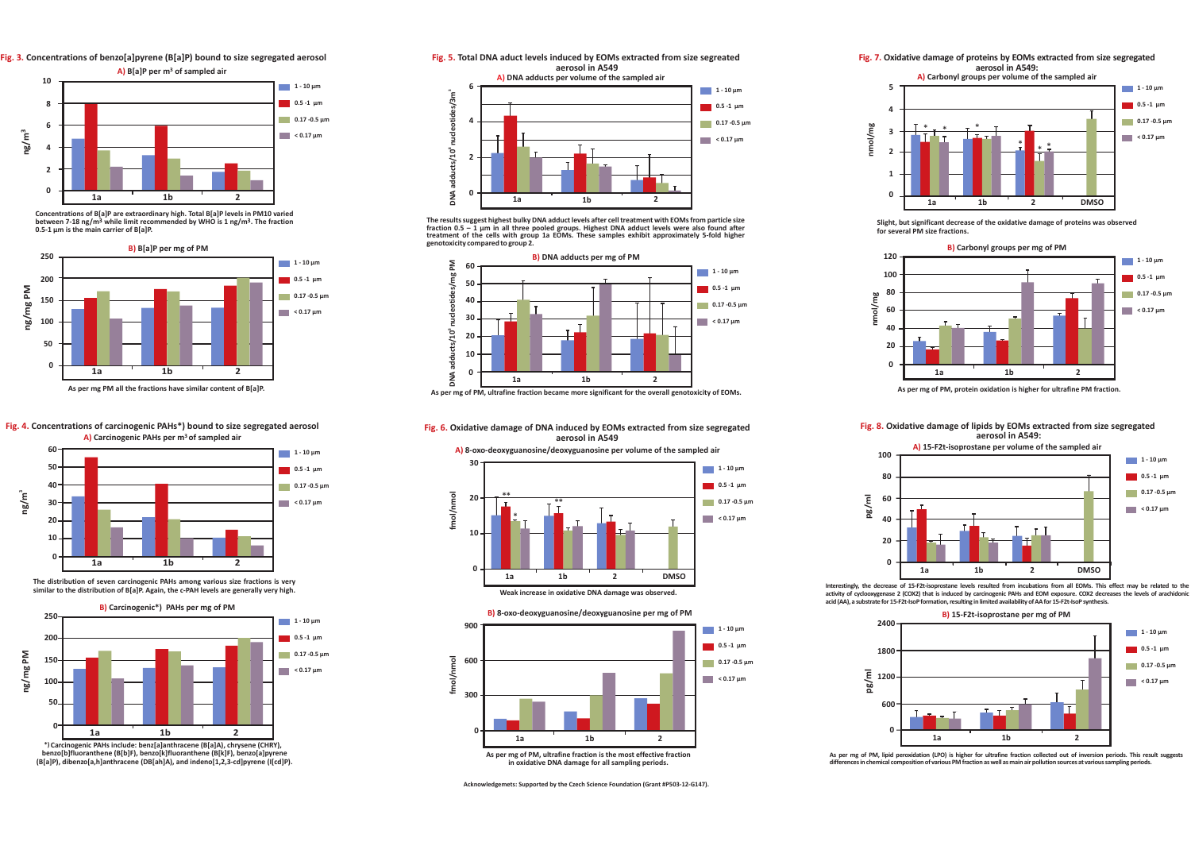## Fig. 3. Concentrations of benzo[a]pyrene (B[a]P) bound to size segregated aerosol

**A) B[a]P per m³ of sampled air**

Concentrations of B[a]P are extraordinary high. Total B[a]P levels in PM10 varied between 7-18 ng/m³ while limit recommended by WHO is 1 ng/m³. The fraction 0.5-1 µm is the main carrier of B[a]P.

**B) B[a]P per mg of PM**

As per mg PM all the fractions have similar content of B[a]P.

## Fig. 4. Concentrations of carcinogenic PAHs*) bound to size segregated aerosol

**A) Carcinogenic PAHs per m³ of sampled air**

The distribution of seven carcinogenic PAHs among various size fractions is very similar to the distribution of B[a]P. Again, the c-PAH levels are generally very high.

**B) Carcinogenic*) PAHs per mg of PM**

*) Carcinogenic PAHs include: benz[a]anthracene (B[a]A), chrysene (CHRY), benzo[b]fluoranthene (B[b]F), benzo[k]fluoranthene (B[k]F), benzo[a]pyrene (B[a]P), dibenzo[a,h]anthracene (DB[ah]A), and indeno[1,2,3-cd]pyrene (I[cd]P).

## Fig. 5. Total DNA aduct levels induced by EOMs extracted from size segreated aerosol in A549

**A) DNA adducts per volume of the sampled air**

The results suggest highest bulky DNA adduct levels after cell treatment with EOMs from particle size fraction 0.5 – 1 µm in all three pooled groups. Highest DNA adduct levels were also found after treatment of the cells with group 1a EOMs. These samples exhibit approximately 5-fold higher genotoxicity compared to group 2.

**B) DNA adducts per mg of PM**

As per mg of PM, ultrafine fraction became more significant for the overall genotoxicity of EOMs.

## Fig. 6. Oxidative damage of DNA induced by EOMs extracted from size segregated aerosol in A549

**A) 8-oxo-deoxyguanosine/deoxyguanosine per volume of the sampled air**

Weak increase in oxidative DNA damage was observed.

**B) 8-oxo-deoxyguanosine/deoxyguanosine per mg of PM**

As per mg of PM, ultrafine fraction is the most effective fraction in oxidative DNA damage for all sampling periods.

## Fig. 7. Oxidative damage of proteins by EOMs extracted from size segregated aerosol in A549:

**A) Carbonyl groups per volume of the sampled air**

Slight, but significant decrease of the oxidative damage of proteins was observed for several PM size fractions.

**B) Carbonyl groups per mg of PM**

As per mg of PM, protein oxidation is higher for ultrafine PM fraction.

## Fig. 8. Oxidative damage of lipids by EOMs extracted from size segregated aerosol in A549:

**A) 15-F2t-isoprostane per volume of the sampled air**

Interestingly, the decrease of 15-F2t-isoprostane levels resulted from incubations from all EOMs. This effect may be related to the activity of cyclooxygenase 2 (COX2) that is induced by carcinogenic PAHs and EOM exposure. COX2 decreases the levels of arachidonic acid (AA), a substrate for 15-F2t-IsoP formation, resulting in limited availability of AA for 15-F2t-IsoP synthesis.

**B) 15-F2t-isoprostane per mg of PM**

As per mg of PM, lipid peroxidation (LPO) is higher for ultrafine fraction collected out of inversion periods. This result suggests differences in chemical composition of various PM fraction as well as main air pollution sources at various sampling periods.

Acknowledgemets: Supported by the Czech Science Foundation (Grant #P503-12-G147).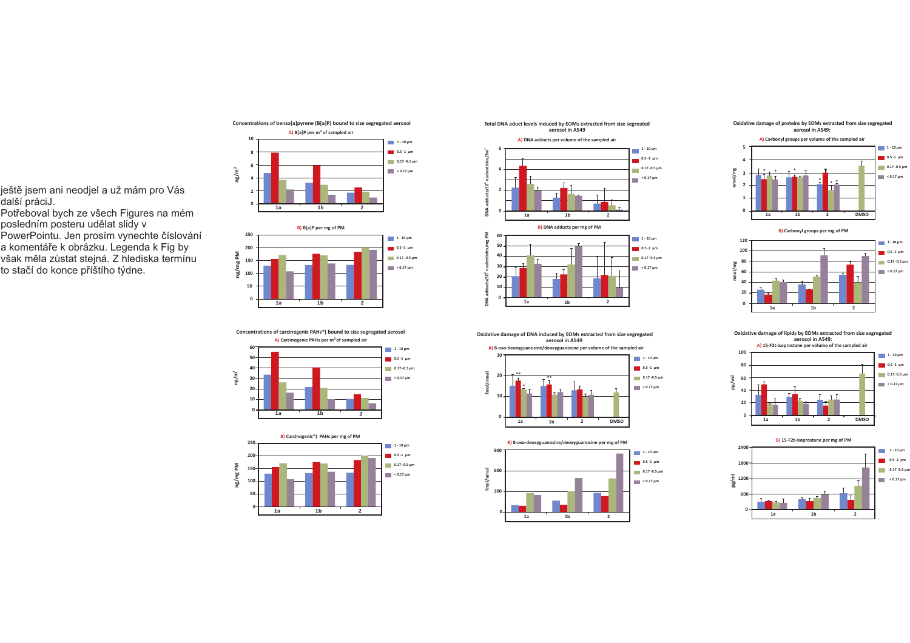ještě jsem ani neodjel a už mám pro Vás další prácіJ.
Potřeboval bych ze všech Figures na mém posledním posteru udělat slidy v PowerPointu. Jen prosím vynechte číslování a komentáře k obrázku. Legenda k Fig by však měla zůstat stejná. Z hlediska termínu to stačí do konce příštího týdne.

Concentrations of benzo[a]pyrene (B[a]P) bound to size segregated aerosol

A) B[a]P per m³ of sampled air

ng/m³

10
8
6
4
2
0

1a 1b 2

1 - 10 µm
0.5 -1 µm
0.17 -0.5 µm
< 0.17 µm

B) B[a]P per mg of PM

ng/mg PM

250
200
150
100
50
0

1a 1b 2

1 - 10 µm
0.5 -1 µm
0.17 -0.5 µm
< 0.17 µm

Concentrations of carcinogenic PAHs*) bound to size segregated aerosol

A) Carcinogenic PAHs per m³ of sampled air

ng/m³

60
50
40
30
20
10
0

1a 1b 2

1 - 10 µm
0.5 -1 µm
0.17 -0.5 µm
< 0.17 µm

B) Carcinogenic*) PAHs per mg of PM

ng/mg PM

250
200
150
100
50
0

1a 1b 2

1 - 10 µm
0.5 -1 µm
0.17 -0.5 µm
< 0.17 µm

Total DNA aduct levels induced by EOMs extracted from size segregated aerosol in A549

A) DNA adducts per volume of the sampled air

DNA adducts/10⁸ nucleotides/3m³

6
4
2
0

1a 1b 2

1 - 10 µm
0.5 -1 µm
0.17 -0.5 µm
< 0.17 µm

B) DNA adducts per mg of PM

DNA adducts/10⁸ nucleotides/mg PM

60
50
40
30
20
10
0

1a 1b 2

1 - 10 µm
0.5 -1 µm
0.17 -0.5 µm
< 0.17 µm

Oxidative damage of DNA induced by EOMs extracted from size segregated aerosol in A549

A) 8-oxo-deoxyguanosine/deoxyguanosine per volume of the sampled air

fmol/nmol

30
20
10
0

** * **

1a 1b 2 DMSO

1 - 10 µm
0.5 -1 µm
0.17 -0.5 µm
< 0.17 µm

B) 8-oxo-deoxyguanosine/deoxyguanosine per mg of PM

fmol/nmol

900
600
300
0

1a 1b 2

1 - 10 µm
0.5 -1 µm
0.17 -0.5 µm
< 0.17 µm

Oxidative damage of proteins by EOMs extracted from size segregated aerosol in A549:

A) Carbonyl groups per volume of the sampled air

nmol/mg

5
4
3
2
1
0

* * * * * *

1a 1b 2 DMSO

1 - 10 µm
0.5 -1 µm
0.17 -0.5 µm
< 0.17 µm

B) Carbonyl groups per mg of PM

nmol/mg

120
100
80
60
40
20
0

1a 1b 2

1 - 10 µm
0.5 -1 µm
0.17 -0.5 µm
< 0.17 µm

Oxidative damage of lipids by EOMs extracted from size segregated aerosol in A549:

A) 15-F2t-isoprostane per volume of the sampled air

pg/ml

100
80
60
40
20
0

1a 1b 2 DMSO

1 - 10 µm
0.5 -1 µm
0.17 -0.5 µm
< 0.17 µm

B) 15-F2t-isoprostane per mg of PM

pg/ml

2400
1800
1200
600
0

1a 1b 2

1 - 10 µm
0.5 -1 µm
0.17 -0.5 µm
< 0.17 µm